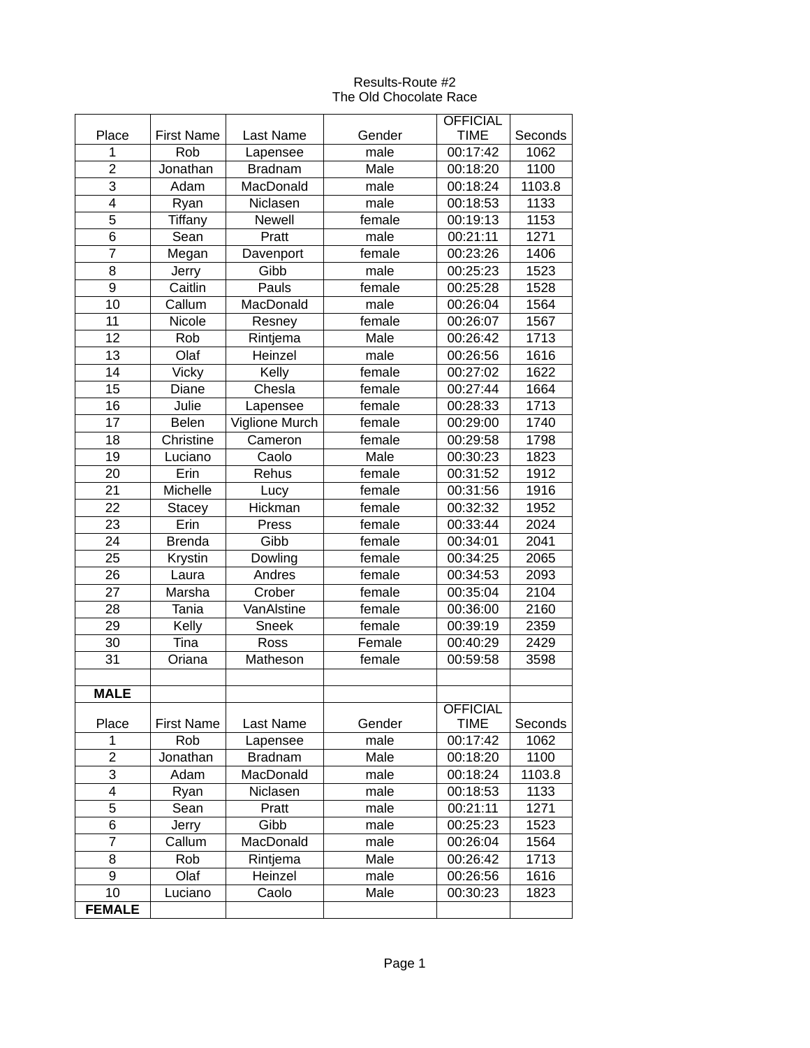Results-Route #2

The Old Chocolate Race

| Place | First Name | Last Name | Gender | OFFICIAL TIME | Seconds |
|---|---|---|---|---|---|
| 1 | Rob | Lapensee | male | 00:17:42 | 1062 |
| 2 | Jonathan | Bradnam | Male | 00:18:20 | 1100 |
| 3 | Adam | MacDonald | male | 00:18:24 | 1103.8 |
| 4 | Ryan | Niclasen | male | 00:18:53 | 1133 |
| 5 | Tiffany | Newell | female | 00:19:13 | 1153 |
| 6 | Sean | Pratt | male | 00:21:11 | 1271 |
| 7 | Megan | Davenport | female | 00:23:26 | 1406 |
| 8 | Jerry | Gibb | male | 00:25:23 | 1523 |
| 9 | Caitlin | Pauls | female | 00:25:28 | 1528 |
| 10 | Callum | MacDonald | male | 00:26:04 | 1564 |
| 11 | Nicole | Resney | female | 00:26:07 | 1567 |
| 12 | Rob | Rintjema | Male | 00:26:42 | 1713 |
| 13 | Olaf | Heinzel | male | 00:26:56 | 1616 |
| 14 | Vicky | Kelly | female | 00:27:02 | 1622 |
| 15 | Diane | Chesla | female | 00:27:44 | 1664 |
| 16 | Julie | Lapensee | female | 00:28:33 | 1713 |
| 17 | Belen | Viglione Murch | female | 00:29:00 | 1740 |
| 18 | Christine | Cameron | female | 00:29:58 | 1798 |
| 19 | Luciano | Caolo | Male | 00:30:23 | 1823 |
| 20 | Erin | Rehus | female | 00:31:52 | 1912 |
| 21 | Michelle | Lucy | female | 00:31:56 | 1916 |
| 22 | Stacey | Hickman | female | 00:32:32 | 1952 |
| 23 | Erin | Press | female | 00:33:44 | 2024 |
| 24 | Brenda | Gibb | female | 00:34:01 | 2041 |
| 25 | Krystin | Dowling | female | 00:34:25 | 2065 |
| 26 | Laura | Andres | female | 00:34:53 | 2093 |
| 27 | Marsha | Crober | female | 00:35:04 | 2104 |
| 28 | Tania | VanAlstine | female | 00:36:00 | 2160 |
| 29 | Kelly | Sneek | female | 00:39:19 | 2359 |
| 30 | Tina | Ross | Female | 00:40:29 | 2429 |
| 31 | Oriana | Matheson | female | 00:59:58 | 3598 |
| | | | | | |
| **MALE** | | | | | |
| Place | First Name | Last Name | Gender | OFFICIAL TIME | Seconds |
| 1 | Rob | Lapensee | male | 00:17:42 | 1062 |
| 2 | Jonathan | Bradnam | Male | 00:18:20 | 1100 |
| 3 | Adam | MacDonald | male | 00:18:24 | 1103.8 |
| 4 | Ryan | Niclasen | male | 00:18:53 | 1133 |
| 5 | Sean | Pratt | male | 00:21:11 | 1271 |
| 6 | Jerry | Gibb | male | 00:25:23 | 1523 |
| 7 | Callum | MacDonald | male | 00:26:04 | 1564 |
| 8 | Rob | Rintjema | Male | 00:26:42 | 1713 |
| 9 | Olaf | Heinzel | male | 00:26:56 | 1616 |
| 10 | Luciano | Caolo | Male | 00:30:23 | 1823 |
| **FEMALE** | | | | | |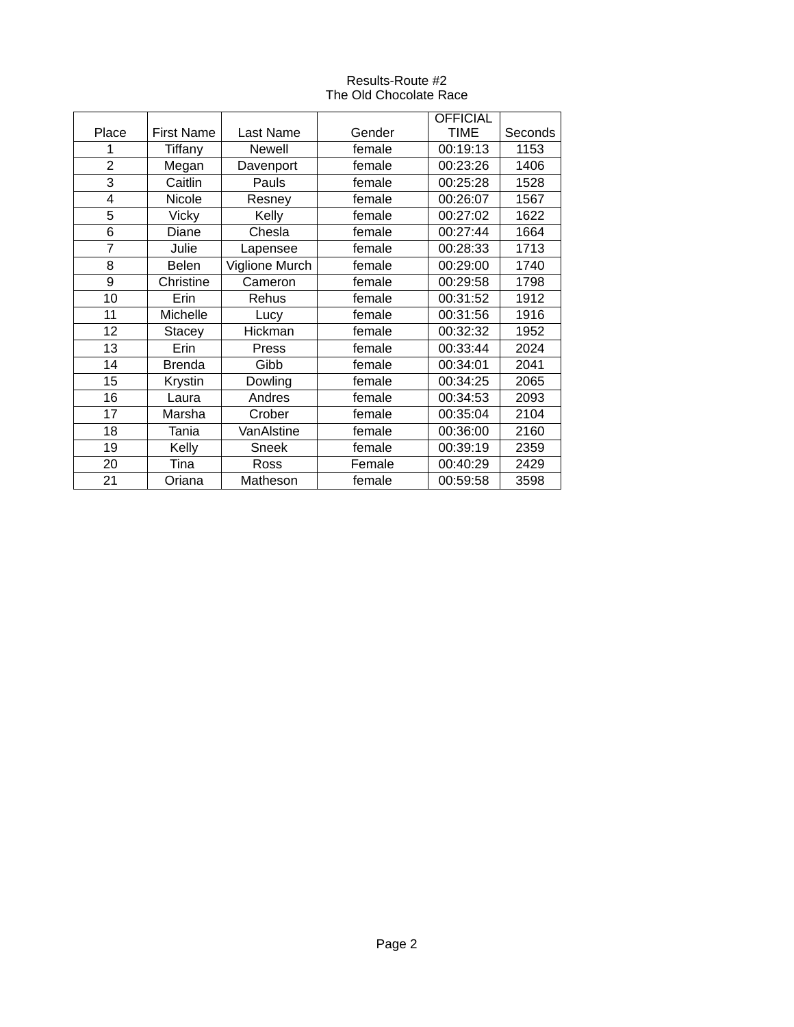Results-Route #2
The Old Chocolate Race

| Place | First Name | Last Name | Gender | OFFICIAL TIME | Seconds |
|---|---|---|---|---|---|
| 1 | Tiffany | Newell | female | 00:19:13 | 1153 |
| 2 | Megan | Davenport | female | 00:23:26 | 1406 |
| 3 | Caitlin | Pauls | female | 00:25:28 | 1528 |
| 4 | Nicole | Resney | female | 00:26:07 | 1567 |
| 5 | Vicky | Kelly | female | 00:27:02 | 1622 |
| 6 | Diane | Chesla | female | 00:27:44 | 1664 |
| 7 | Julie | Lapensee | female | 00:28:33 | 1713 |
| 8 | Belen | Viglione Murch | female | 00:29:00 | 1740 |
| 9 | Christine | Cameron | female | 00:29:58 | 1798 |
| 10 | Erin | Rehus | female | 00:31:52 | 1912 |
| 11 | Michelle | Lucy | female | 00:31:56 | 1916 |
| 12 | Stacey | Hickman | female | 00:32:32 | 1952 |
| 13 | Erin | Press | female | 00:33:44 | 2024 |
| 14 | Brenda | Gibb | female | 00:34:01 | 2041 |
| 15 | Krystin | Dowling | female | 00:34:25 | 2065 |
| 16 | Laura | Andres | female | 00:34:53 | 2093 |
| 17 | Marsha | Crober | female | 00:35:04 | 2104 |
| 18 | Tania | VanAlstine | female | 00:36:00 | 2160 |
| 19 | Kelly | Sneek | female | 00:39:19 | 2359 |
| 20 | Tina | Ross | Female | 00:40:29 | 2429 |
| 21 | Oriana | Matheson | female | 00:59:58 | 3598 |